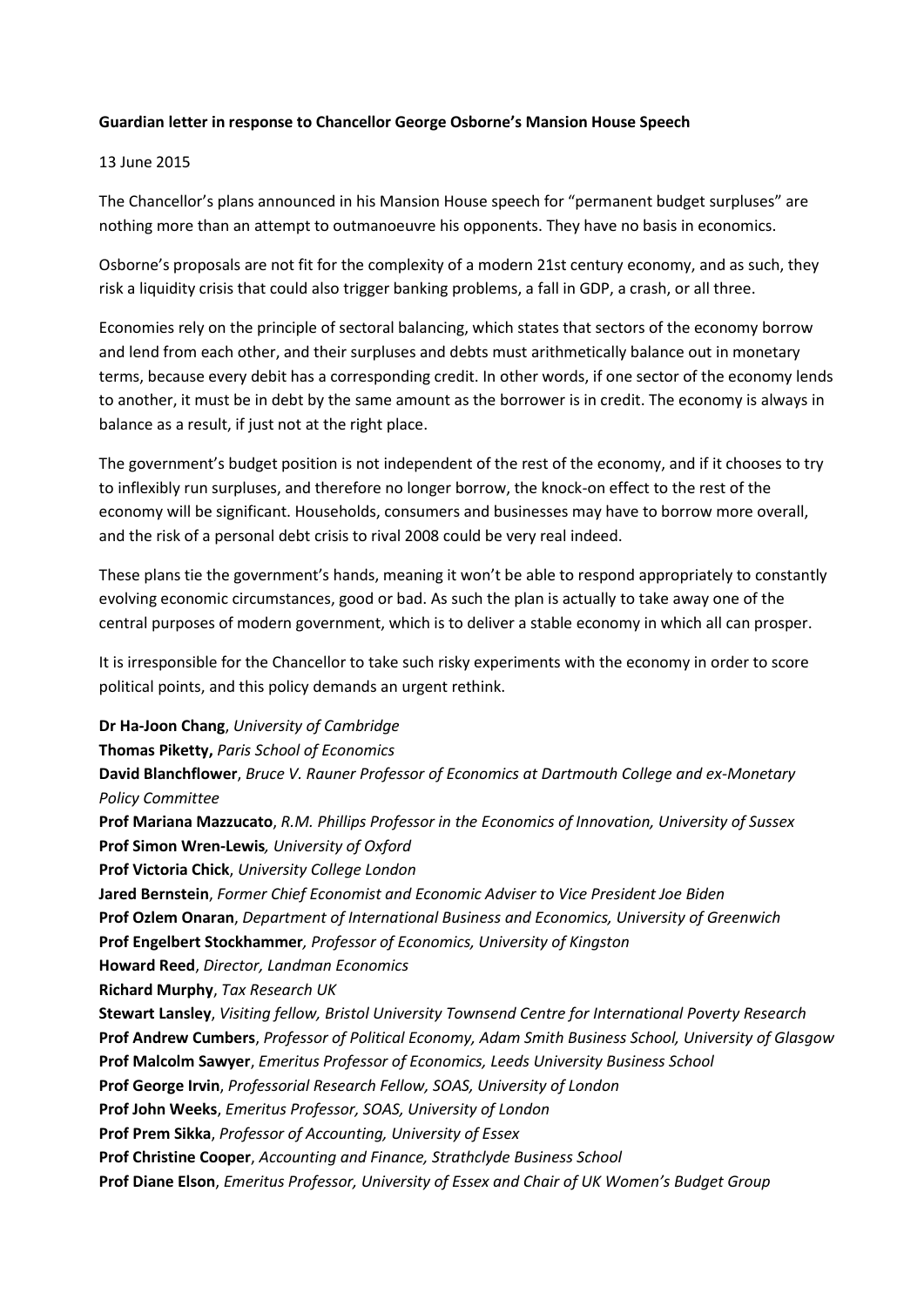**Guardian letter in response to Chancellor George Osborne's Mansion House Speech**

13 June 2015

The Chancellor's plans announced in his Mansion House speech for "permanent budget surpluses" are nothing more than an attempt to outmanoeuvre his opponents. They have no basis in economics.

Osborne's proposals are not fit for the complexity of a modern 21st century economy, and as such, they risk a liquidity crisis that could also trigger banking problems, a fall in GDP, a crash, or all three.

Economies rely on the principle of sectoral balancing, which states that sectors of the economy borrow and lend from each other, and their surpluses and debts must arithmetically balance out in monetary terms, because every debit has a corresponding credit. In other words, if one sector of the economy lends to another, it must be in debt by the same amount as the borrower is in credit. The economy is always in balance as a result, if just not at the right place.

The government's budget position is not independent of the rest of the economy, and if it chooses to try to inflexibly run surpluses, and therefore no longer borrow, the knock-on effect to the rest of the economy will be significant. Households, consumers and businesses may have to borrow more overall, and the risk of a personal debt crisis to rival 2008 could be very real indeed.

These plans tie the government's hands, meaning it won't be able to respond appropriately to constantly evolving economic circumstances, good or bad. As such the plan is actually to take away one of the central purposes of modern government, which is to deliver a stable economy in which all can prosper.

It is irresponsible for the Chancellor to take such risky experiments with the economy in order to score political points, and this policy demands an urgent rethink.

**Dr Ha-Joon Chang**, *University of Cambridge*
**Thomas Piketty,** *Paris School of Economics*
**David Blanchflower**, *Bruce V. Rauner Professor of Economics at Dartmouth College and ex-Monetary Policy Committee*
**Prof Mariana Mazzucato**, *R.M. Phillips Professor in the Economics of Innovation, University of Sussex*
**Prof Simon Wren-Lewis***, University of Oxford*
**Prof Victoria Chick**, *University College London*
**Jared Bernstein**, *Former Chief Economist and Economic Adviser to Vice President Joe Biden*
**Prof Ozlem Onaran**, *Department of International Business and Economics, University of Greenwich*
**Prof Engelbert Stockhammer***, Professor of Economics, University of Kingston*
**Howard Reed**, *Director, Landman Economics*
**Richard Murphy**, *Tax Research UK*
**Stewart Lansley**, *Visiting fellow, Bristol University Townsend Centre for International Poverty Research*
**Prof Andrew Cumbers**, *Professor of Political Economy, Adam Smith Business School, University of Glasgow*
**Prof Malcolm Sawyer**, *Emeritus Professor of Economics, Leeds University Business School*
**Prof George Irvin**, *Professorial Research Fellow, SOAS, University of London*
**Prof John Weeks**, *Emeritus Professor, SOAS, University of London*
**Prof Prem Sikka**, *Professor of Accounting, University of Essex*
**Prof Christine Cooper**, *Accounting and Finance, Strathclyde Business School*
**Prof Diane Elson**, *Emeritus Professor, University of Essex and Chair of UK Women's Budget Group*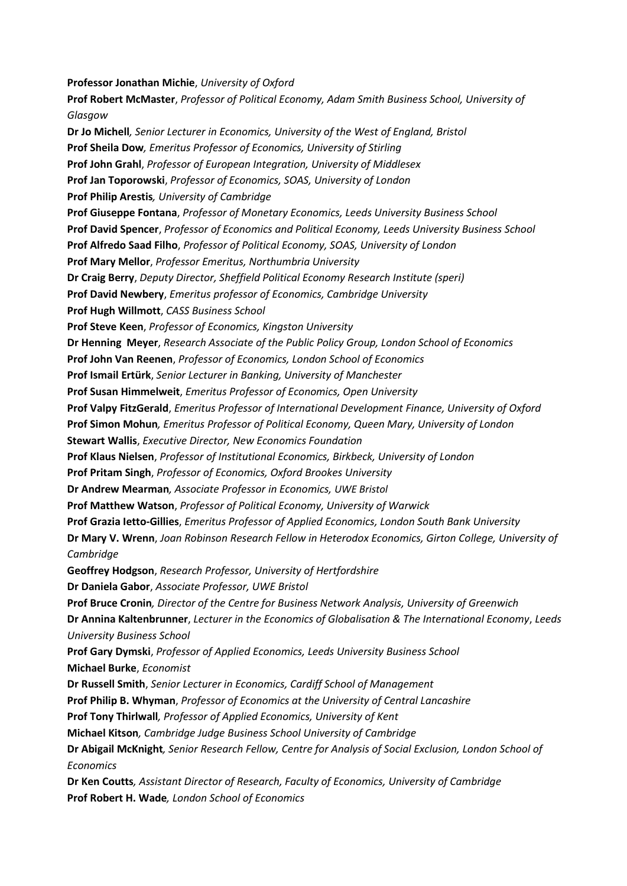**Professor Jonathan Michie**, *University of Oxford*

**Prof Robert McMaster**, *Professor of Political Economy, Adam Smith Business School, University of Glasgow*

**Dr Jo Michell***, Senior Lecturer in Economics, University of the West of England, Bristol*

**Prof Sheila Dow***, Emeritus Professor of Economics, University of Stirling*

**Prof John Grahl**, *Professor of European Integration, University of Middlesex*

**Prof Jan Toporowski**, *Professor of Economics, SOAS, University of London*

**Prof Philip Arestis***, University of Cambridge*

**Prof Giuseppe Fontana**, *Professor of Monetary Economics, Leeds University Business School*

**Prof David Spencer**, *Professor of Economics and Political Economy, Leeds University Business School*

**Prof Alfredo Saad Filho**, *Professor of Political Economy, SOAS, University of London*

**Prof Mary Mellor**, *Professor Emeritus, Northumbria University*

**Dr Craig Berry**, *Deputy Director, Sheffield Political Economy Research Institute (speri)*

**Prof David Newbery**, *Emeritus professor of Economics, Cambridge University*

**Prof Hugh Willmott**, *CASS Business School*

**Prof Steve Keen**, *Professor of Economics, Kingston University*

**Dr Henning Meyer**, *Research Associate of the Public Policy Group, London School of Economics*

**Prof John Van Reenen**, *Professor of Economics, London School of Economics*

**Prof Ismail Ertürk**, *Senior Lecturer in Banking, University of Manchester*

**Prof Susan Himmelweit**, *Emeritus Professor of Economics, Open University*

**Prof Valpy FitzGerald**, *Emeritus Professor of International Development Finance, University of Oxford*

**Prof Simon Mohun***, Emeritus Professor of Political Economy, Queen Mary, University of London*

**Stewart Wallis**, *Executive Director, New Economics Foundation*

**Prof Klaus Nielsen**, *Professor of Institutional Economics, Birkbeck, University of London*

**Prof Pritam Singh**, *Professor of Economics, Oxford Brookes University*

**Dr Andrew Mearman***, Associate Professor in Economics, UWE Bristol*

**Prof Matthew Watson**, *Professor of Political Economy, University of Warwick*

**Prof Grazia Ietto-Gillies**, *Emeritus Professor of Applied Economics, London South Bank University*

**Dr Mary V. Wrenn**, *Joan Robinson Research Fellow in Heterodox Economics, Girton College, University of Cambridge*

**Geoffrey Hodgson**, *Research Professor, University of Hertfordshire*

**Dr Daniela Gabor**, *Associate Professor, UWE Bristol*

**Prof Bruce Cronin***, Director of the Centre for Business Network Analysis, University of Greenwich*

**Dr Annina Kaltenbrunner**, *Lecturer in the Economics of Globalisation & The International Economy*, *Leeds University Business School*

**Prof Gary Dymski**, *Professor of Applied Economics, Leeds University Business School*

**Michael Burke**, *Economist*

**Dr Russell Smith**, *Senior Lecturer in Economics, Cardiff School of Management*

**Prof Philip B. Whyman**, *Professor of Economics at the University of Central Lancashire*

**Prof Tony Thirlwall***, Professor of Applied Economics, University of Kent*

**Michael Kitson***, Cambridge Judge Business School University of Cambridge*

**Dr Abigail McKnight***, Senior Research Fellow, Centre for Analysis of Social Exclusion, London School of Economics*

**Dr Ken Coutts***, Assistant Director of Research, Faculty of Economics, University of Cambridge*

**Prof Robert H. Wade***, London School of Economics*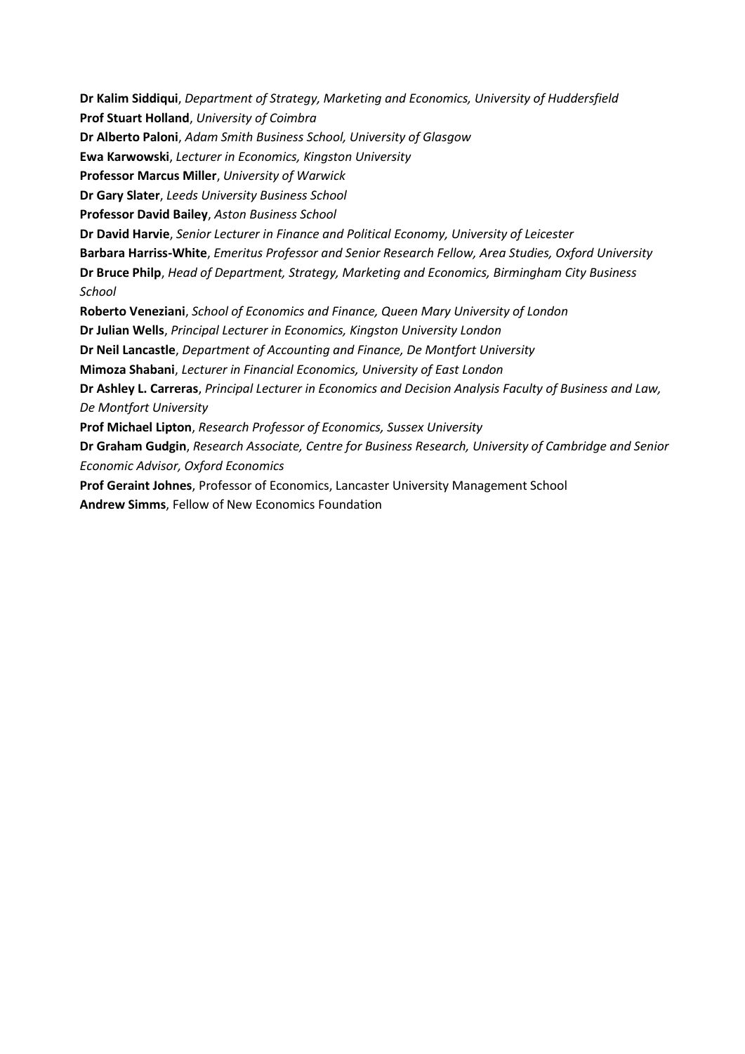**Dr Kalim Siddiqui**, *Department of Strategy, Marketing and Economics, University of Huddersfield*
**Prof Stuart Holland**, *University of Coimbra*
**Dr Alberto Paloni**, *Adam Smith Business School, University of Glasgow*
**Ewa Karwowski**, *Lecturer in Economics, Kingston University*
**Professor Marcus Miller**, *University of Warwick*
**Dr Gary Slater**, *Leeds University Business School*
**Professor David Bailey**, *Aston Business School*
**Dr David Harvie**, *Senior Lecturer in Finance and Political Economy, University of Leicester*
**Barbara Harriss-White**, *Emeritus Professor and Senior Research Fellow, Area Studies, Oxford University*
**Dr Bruce Philp**, *Head of Department, Strategy, Marketing and Economics, Birmingham City Business School*
**Roberto Veneziani**, *School of Economics and Finance, Queen Mary University of London*
**Dr Julian Wells**, *Principal Lecturer in Economics, Kingston University London*
**Dr Neil Lancastle**, *Department of Accounting and Finance, De Montfort University*
**Mimoza Shabani**, *Lecturer in Financial Economics, University of East London*
**Dr Ashley L. Carreras**, *Principal Lecturer in Economics and Decision Analysis Faculty of Business and Law, De Montfort University*
**Prof Michael Lipton**, *Research Professor of Economics, Sussex University*
**Dr Graham Gudgin**, *Research Associate, Centre for Business Research, University of Cambridge and Senior Economic Advisor, Oxford Economics*
**Prof Geraint Johnes**, Professor of Economics, Lancaster University Management School
**Andrew Simms**, Fellow of New Economics Foundation